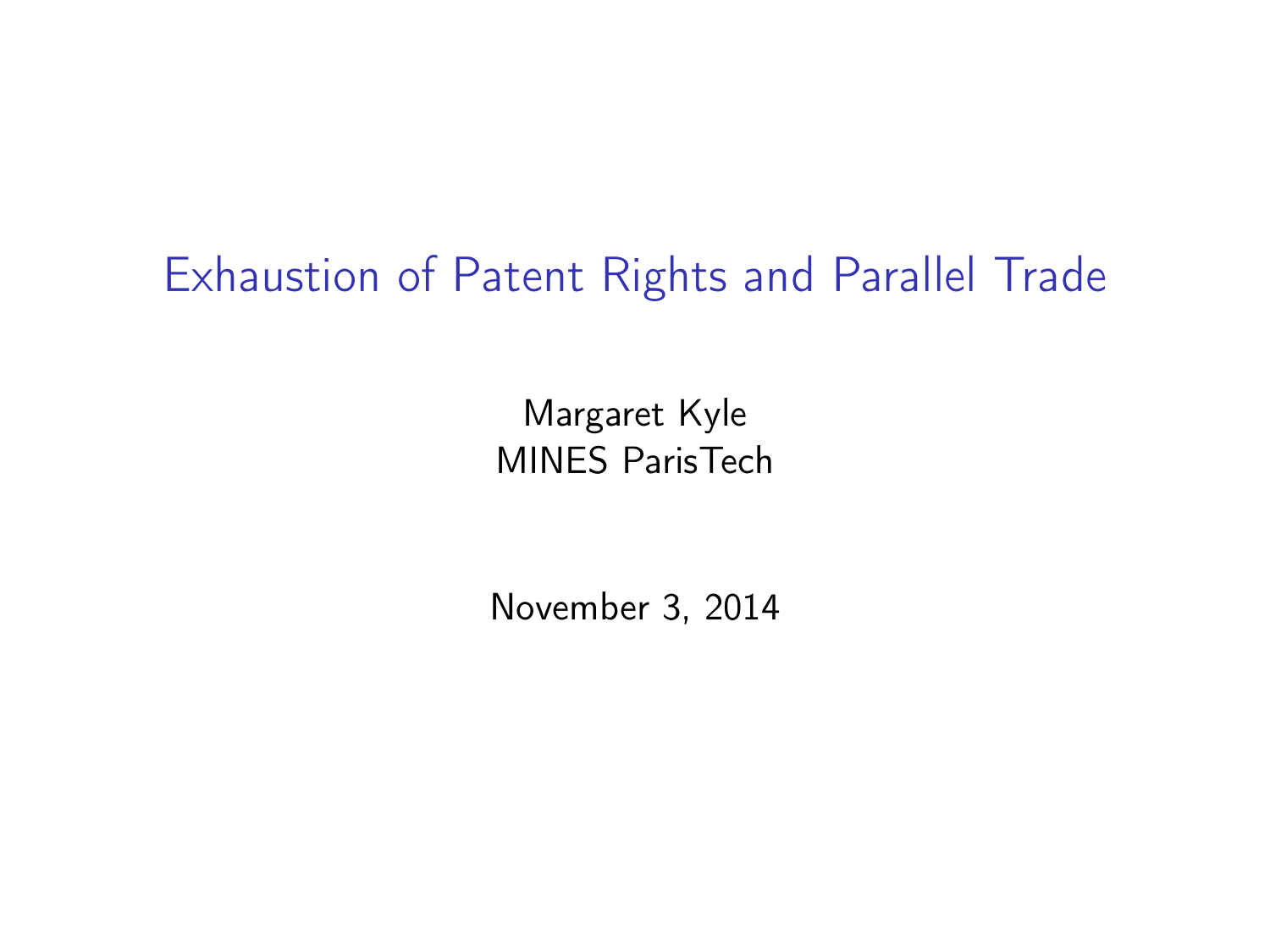# Exhaustion of Patent Rights and Parallel Trade

Margaret Kyle
MINES ParisTech

November 3, 2014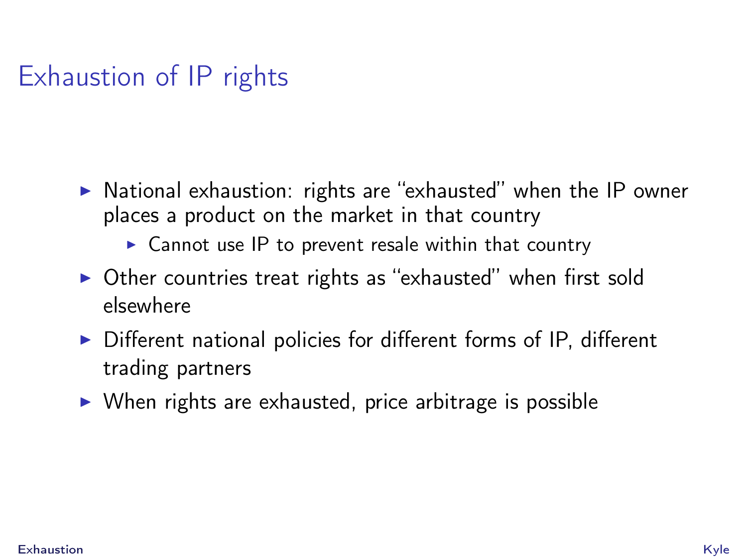# Exhaustion of IP rights

- National exhaustion: rights are "exhausted" when the IP owner places a product on the market in that country
  - Cannot use IP to prevent resale within that country
- Other countries treat rights as "exhausted" when first sold elsewhere
- Different national policies for different forms of IP, different trading partners
- When rights are exhausted, price arbitrage is possible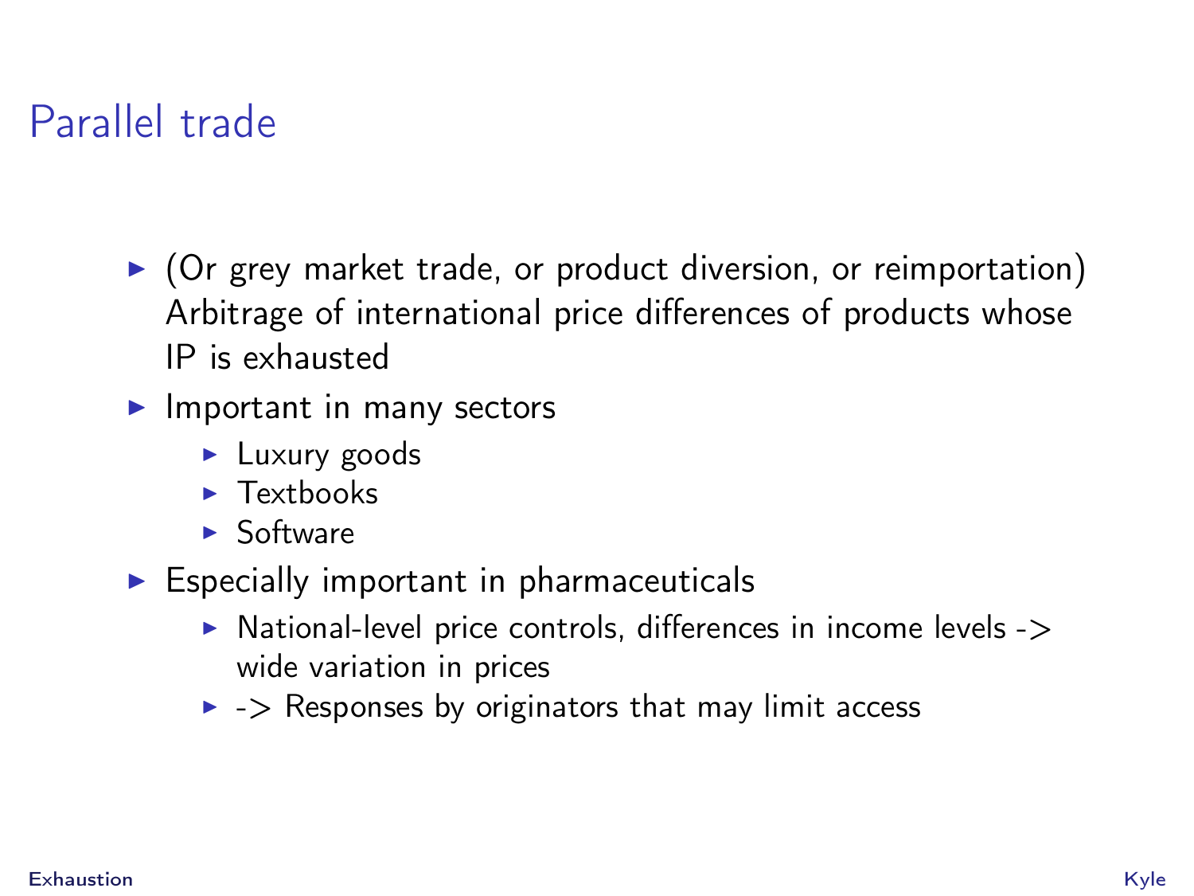# Parallel trade

- (Or grey market trade, or product diversion, or reimportation) Arbitrage of international price differences of products whose IP is exhausted
- Important in many sectors
  - Luxury goods
  - Textbooks
  - Software
- Especially important in pharmaceuticals
  - National-level price controls, differences in income levels -> wide variation in prices
  - -> Responses by originators that may limit access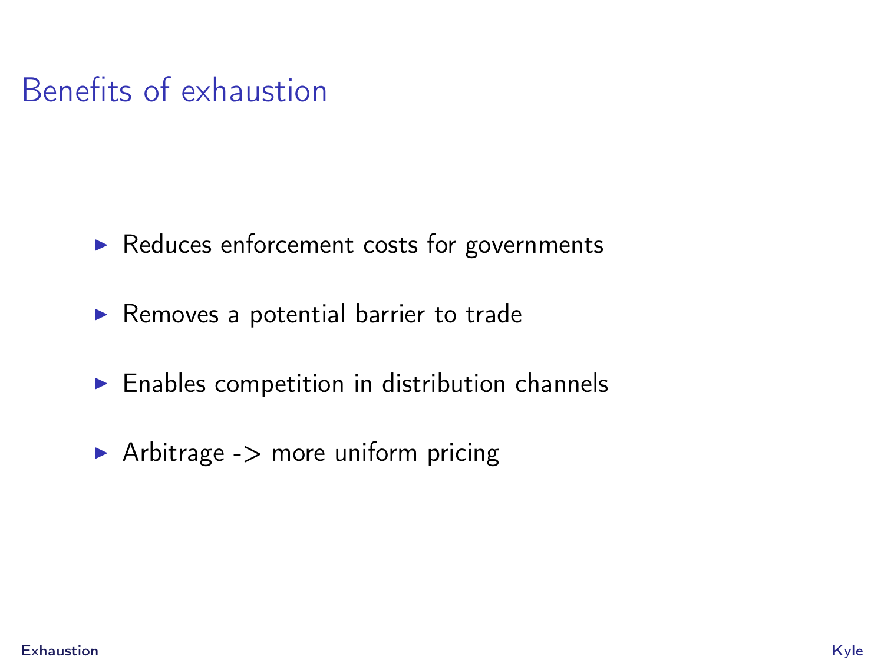# Benefits of exhaustion

- Reduces enforcement costs for governments
- Removes a potential barrier to trade
- Enables competition in distribution channels
- Arbitrage -> more uniform pricing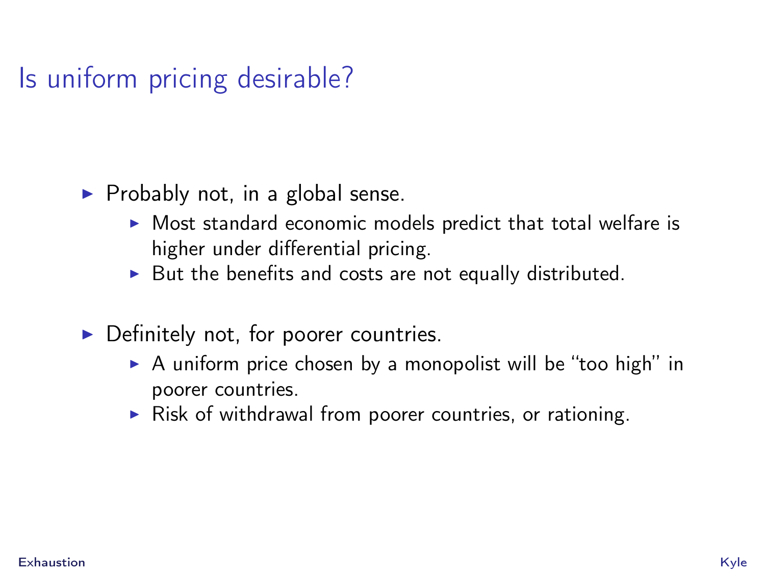# Is uniform pricing desirable?

- Probably not, in a global sense.
  - Most standard economic models predict that total welfare is higher under differential pricing.
  - But the benefits and costs are not equally distributed.
- Definitely not, for poorer countries.
  - A uniform price chosen by a monopolist will be "too high" in poorer countries.
  - Risk of withdrawal from poorer countries, or rationing.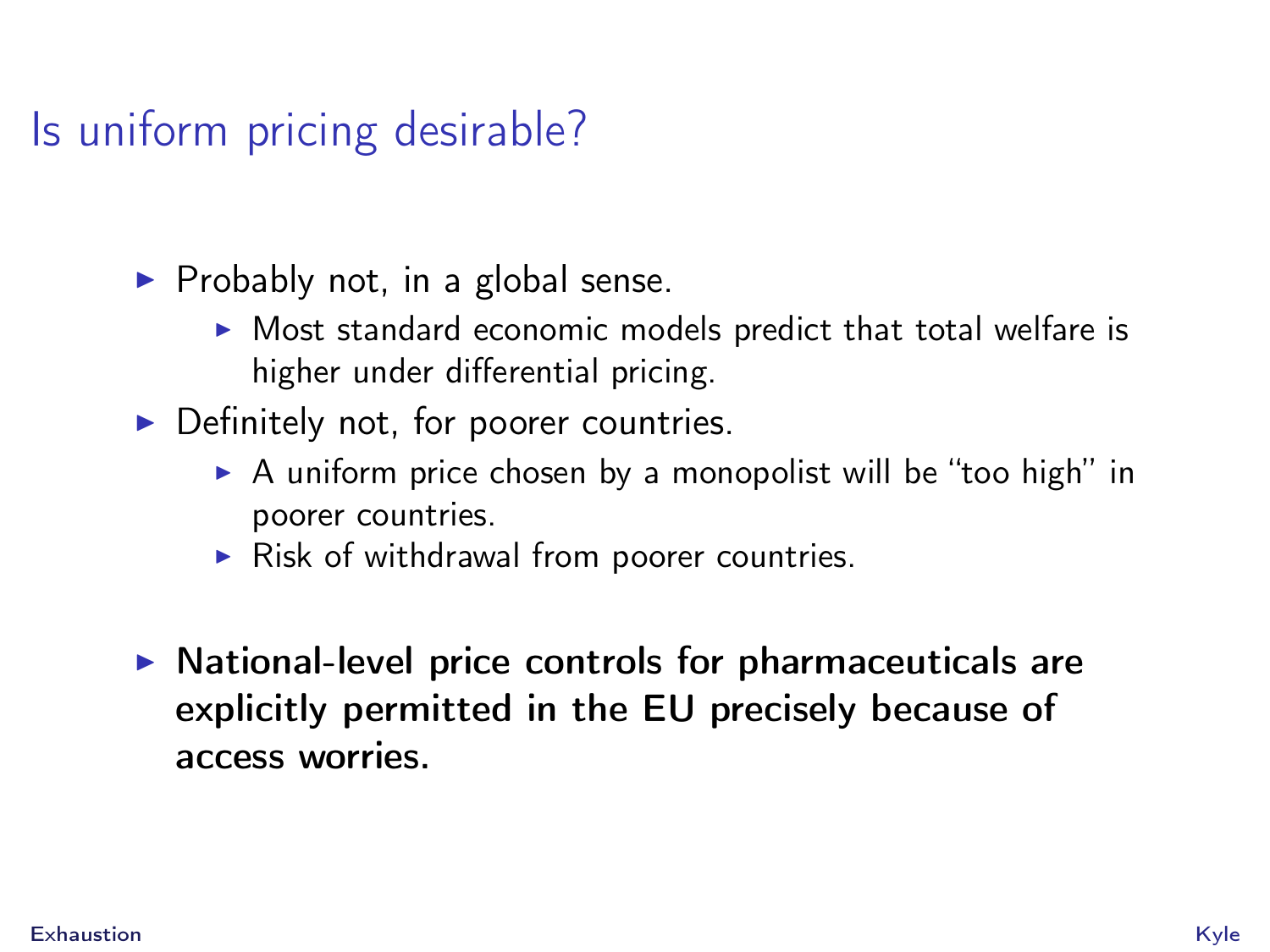## Is uniform pricing desirable?

- Probably not, in a global sense.
  - Most standard economic models predict that total welfare is higher under differential pricing.
- Definitely not, for poorer countries.
  - A uniform price chosen by a monopolist will be "too high" in poorer countries.
  - Risk of withdrawal from poorer countries.

- **National-level price controls for pharmaceuticals are explicitly permitted in the EU precisely because of access worries.**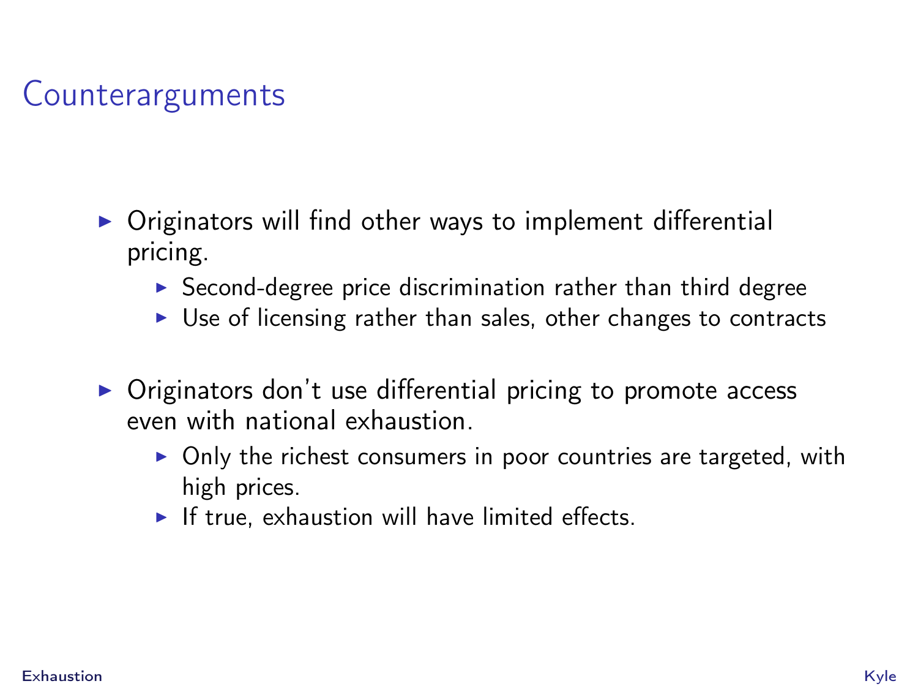## Counterarguments

- Originators will find other ways to implement differential pricing.
  - Second-degree price discrimination rather than third degree
  - Use of licensing rather than sales, other changes to contracts

- Originators don't use differential pricing to promote access even with national exhaustion.
  - Only the richest consumers in poor countries are targeted, with high prices.
  - If true, exhaustion will have limited effects.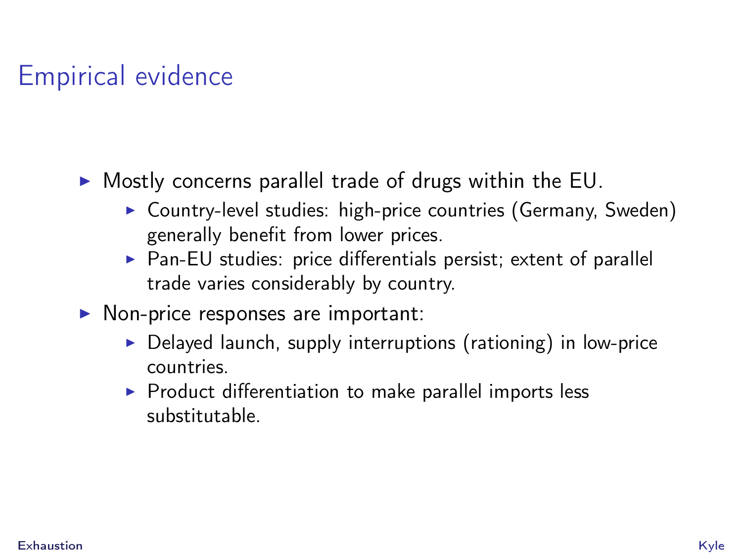# Empirical evidence

- Mostly concerns parallel trade of drugs within the EU.
  - Country-level studies: high-price countries (Germany, Sweden) generally benefit from lower prices.
  - Pan-EU studies: price differentials persist; extent of parallel trade varies considerably by country.
- Non-price responses are important:
  - Delayed launch, supply interruptions (rationing) in low-price countries.
  - Product differentiation to make parallel imports less substitutable.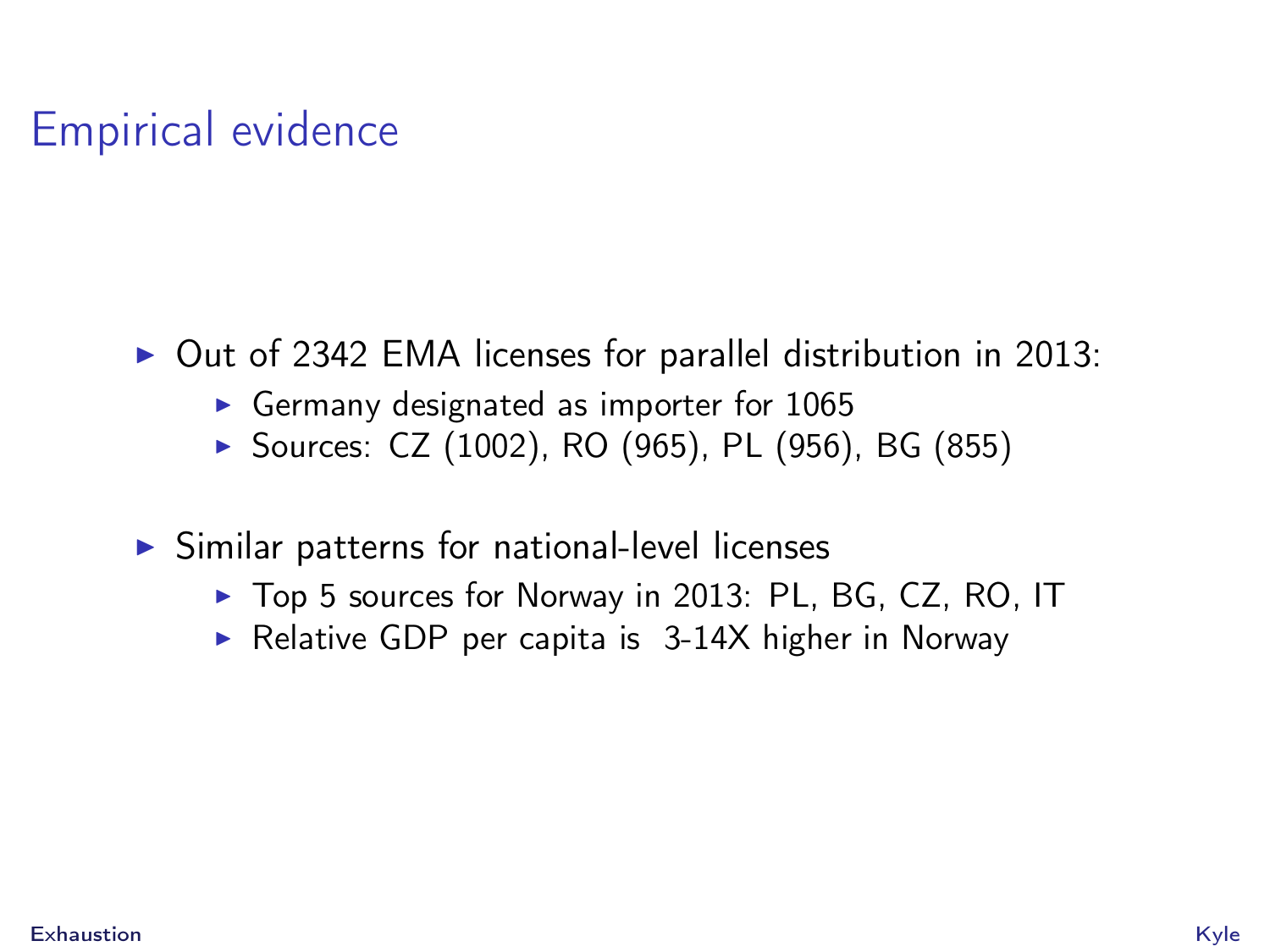# Empirical evidence

- Out of 2342 EMA licenses for parallel distribution in 2013:
  - Germany designated as importer for 1065
  - Sources: CZ (1002), RO (965), PL (956), BG (855)
- Similar patterns for national-level licenses
  - Top 5 sources for Norway in 2013: PL, BG, CZ, RO, IT
  - Relative GDP per capita is 3-14X higher in Norway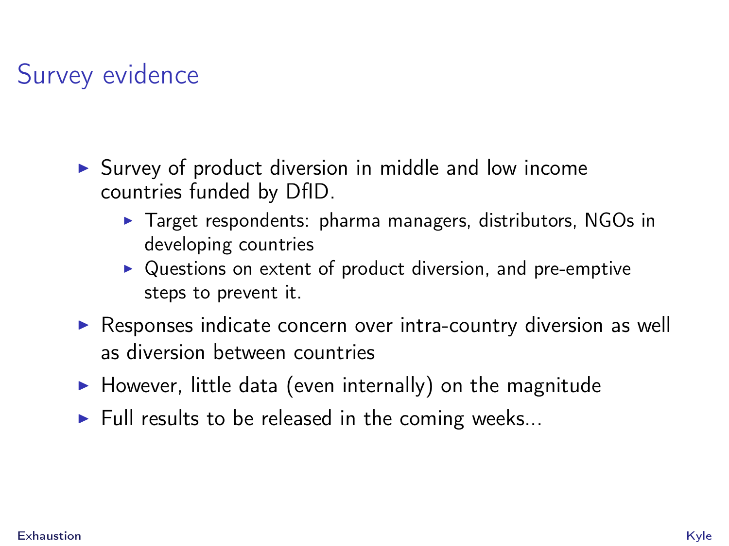# Survey evidence

- Survey of product diversion in middle and low income countries funded by DfID.
  - Target respondents: pharma managers, distributors, NGOs in developing countries
  - Questions on extent of product diversion, and pre-emptive steps to prevent it.
- Responses indicate concern over intra-country diversion as well as diversion between countries
- However, little data (even internally) on the magnitude
- Full results to be released in the coming weeks...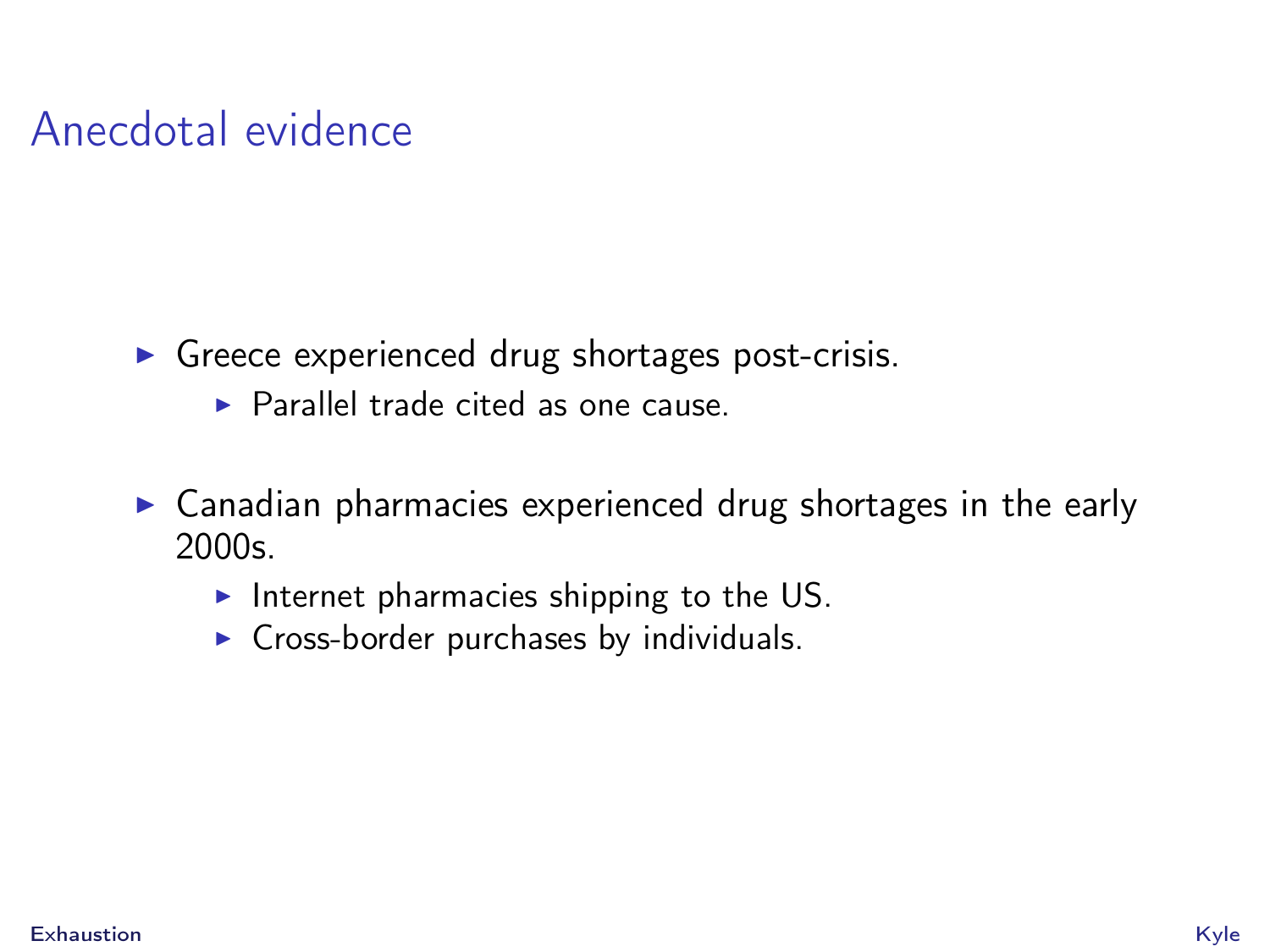# Anecdotal evidence

- Greece experienced drug shortages post-crisis.
  - Parallel trade cited as one cause.
- Canadian pharmacies experienced drug shortages in the early 2000s.
  - Internet pharmacies shipping to the US.
  - Cross-border purchases by individuals.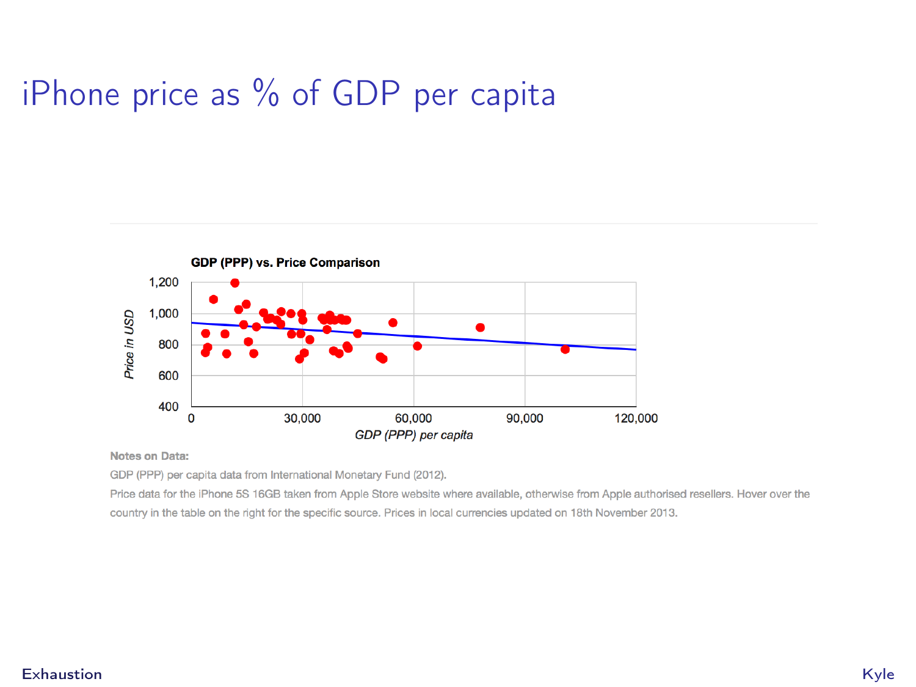# iPhone price as % of GDP per capita

**GDP (PPP) vs. Price Comparison**

**Notes on Data:**

GDP (PPP) per capita data from International Monetary Fund (2012).

Price data for the iPhone 5S 16GB taken from Apple Store website where available, otherwise from Apple authorised resellers. Hover over the country in the table on the right for the specific source. Prices in local currencies updated on 18th November 2013.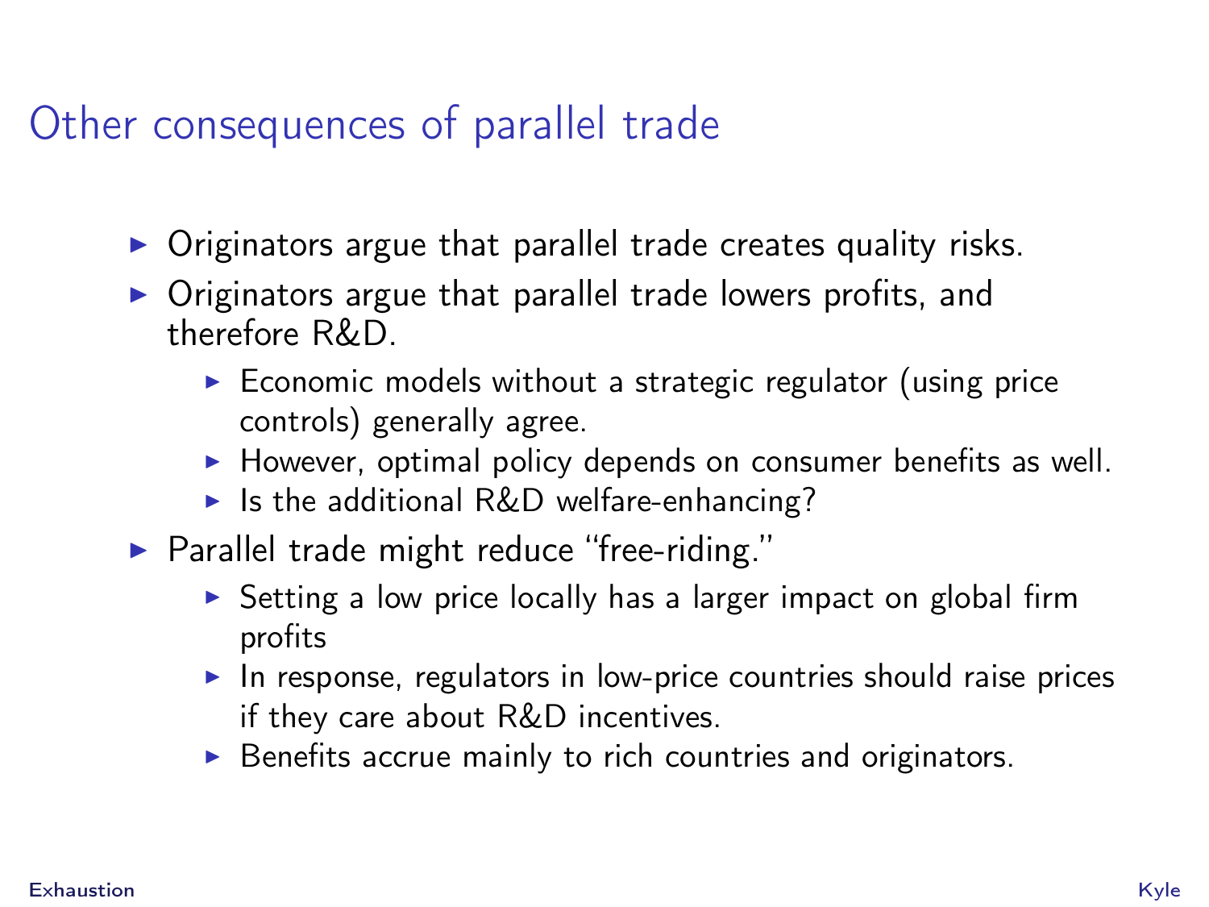# Other consequences of parallel trade

- Originators argue that parallel trade creates quality risks.
- Originators argue that parallel trade lowers profits, and therefore R&D.
  - Economic models without a strategic regulator (using price controls) generally agree.
  - However, optimal policy depends on consumer benefits as well.
  - Is the additional R&D welfare-enhancing?
- Parallel trade might reduce "free-riding."
  - Setting a low price locally has a larger impact on global firm profits
  - In response, regulators in low-price countries should raise prices if they care about R&D incentives.
  - Benefits accrue mainly to rich countries and originators.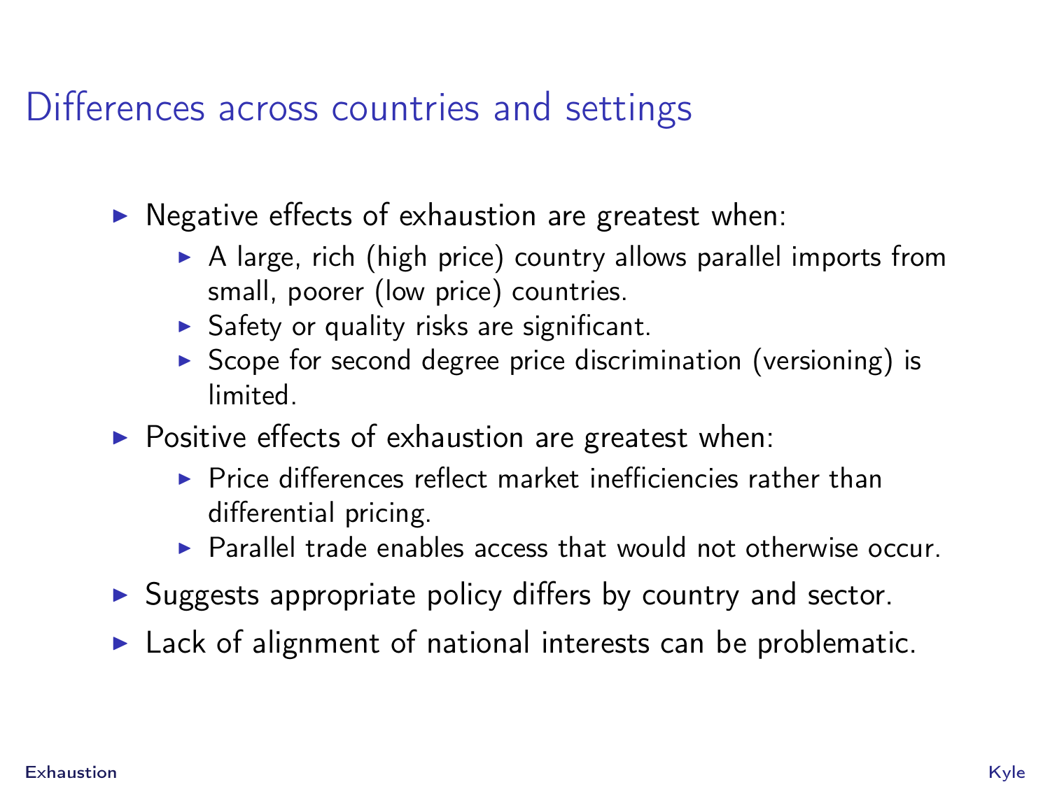## Differences across countries and settings

- Negative effects of exhaustion are greatest when:
  - A large, rich (high price) country allows parallel imports from small, poorer (low price) countries.
  - Safety or quality risks are significant.
  - Scope for second degree price discrimination (versioning) is limited.
- Positive effects of exhaustion are greatest when:
  - Price differences reflect market inefficiencies rather than differential pricing.
  - Parallel trade enables access that would not otherwise occur.
- Suggests appropriate policy differs by country and sector.
- Lack of alignment of national interests can be problematic.